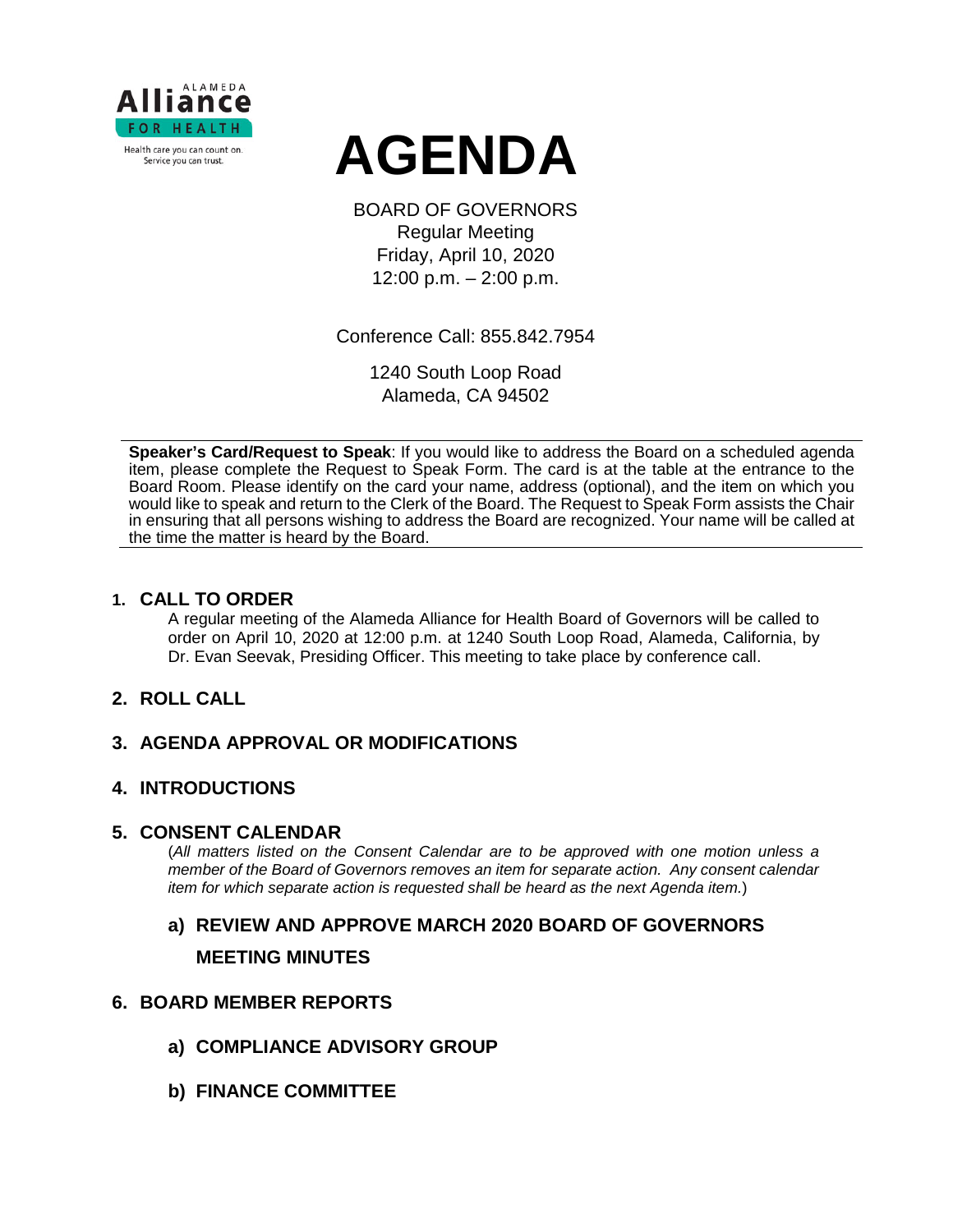Alliance FOR HEALTH
Health care you can count on. Service you can trust.

# AGENDA

BOARD OF GOVERNORS
Regular Meeting
Friday, April 10, 2020
12:00 p.m. – 2:00 p.m.

Conference Call: 855.842.7954

1240 South Loop Road
Alameda, CA 94502

---

**Speaker's Card/Request to Speak**: If you would like to address the Board on a scheduled agenda item, please complete the Request to Speak Form. The card is at the table at the entrance to the Board Room. Please identify on the card your name, address (optional), and the item on which you would like to speak and return to the Clerk of the Board. The Request to Speak Form assists the Chair in ensuring that all persons wishing to address the Board are recognized. Your name will be called at the time the matter is heard by the Board.

---

## 1. CALL TO ORDER

A regular meeting of the Alameda Alliance for Health Board of Governors will be called to order on April 10, 2020 at 12:00 p.m. at 1240 South Loop Road, Alameda, California, by Dr. Evan Seevak, Presiding Officer. This meeting to take place by conference call.

## 2. ROLL CALL

## 3. AGENDA APPROVAL OR MODIFICATIONS

## 4. INTRODUCTIONS

## 5. CONSENT CALENDAR

(*All matters listed on the Consent Calendar are to be approved with one motion unless a member of the Board of Governors removes an item for separate action. Any consent calendar item for which separate action is requested shall be heard as the next Agenda item.*)

### a) REVIEW AND APPROVE MARCH 2020 BOARD OF GOVERNORS MEETING MINUTES

## 6. BOARD MEMBER REPORTS

### a) COMPLIANCE ADVISORY GROUP

### b) FINANCE COMMITTEE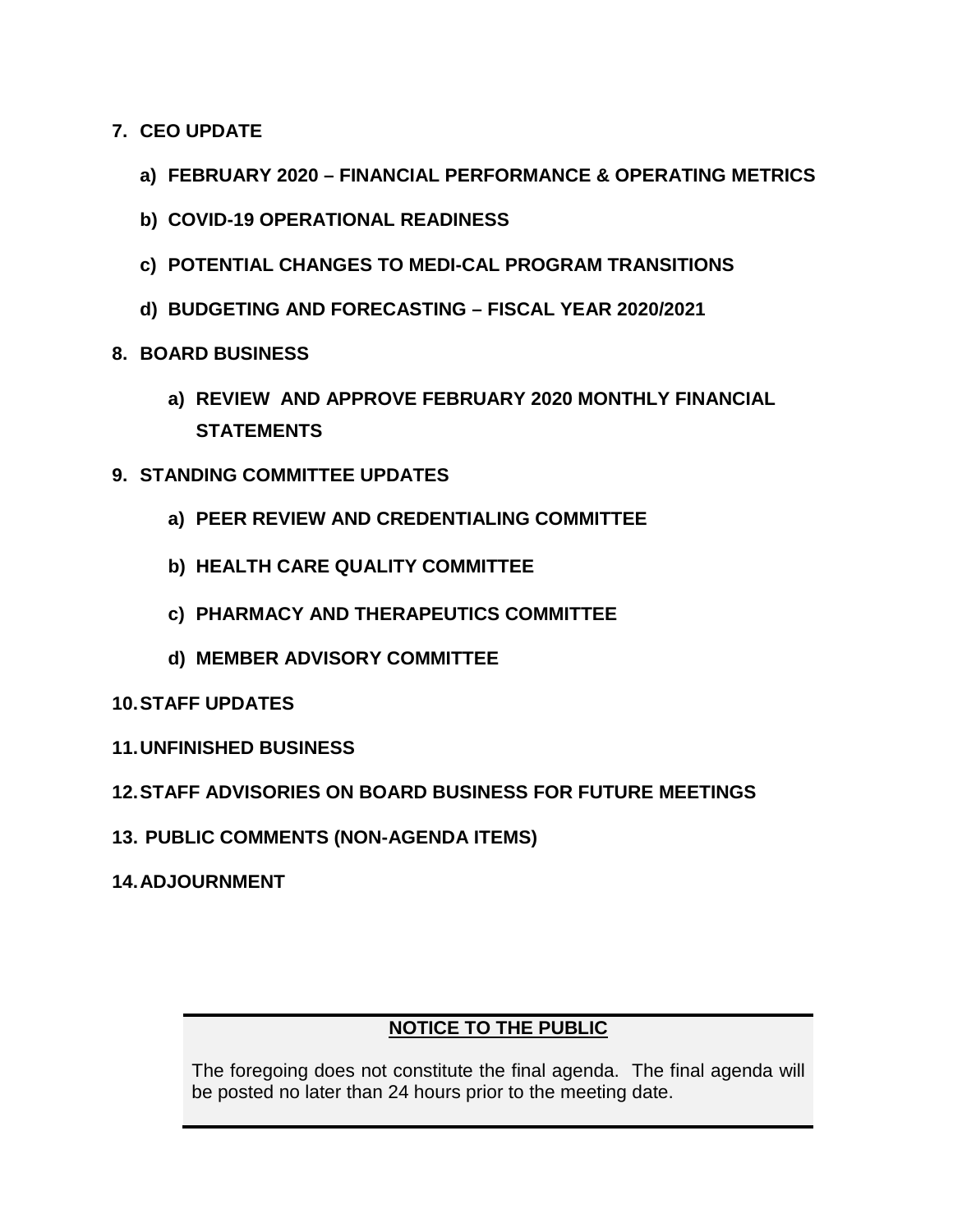**7. CEO UPDATE**

   **a) FEBRUARY 2020 – FINANCIAL PERFORMANCE & OPERATING METRICS**

   **b) COVID-19 OPERATIONAL READINESS**

   **c) POTENTIAL CHANGES TO MEDI-CAL PROGRAM TRANSITIONS**

   **d) BUDGETING AND FORECASTING – FISCAL YEAR 2020/2021**

**8. BOARD BUSINESS**

   **a) REVIEW AND APPROVE FEBRUARY 2020 MONTHLY FINANCIAL STATEMENTS**

**9. STANDING COMMITTEE UPDATES**

   **a) PEER REVIEW AND CREDENTIALING COMMITTEE**

   **b) HEALTH CARE QUALITY COMMITTEE**

   **c) PHARMACY AND THERAPEUTICS COMMITTEE**

   **d) MEMBER ADVISORY COMMITTEE**

**10. STAFF UPDATES**

**11. UNFINISHED BUSINESS**

**12. STAFF ADVISORIES ON BOARD BUSINESS FOR FUTURE MEETINGS**

**13. PUBLIC COMMENTS (NON-AGENDA ITEMS)**

**14. ADJOURNMENT**

**NOTICE TO THE PUBLIC**

The foregoing does not constitute the final agenda. The final agenda will be posted no later than 24 hours prior to the meeting date.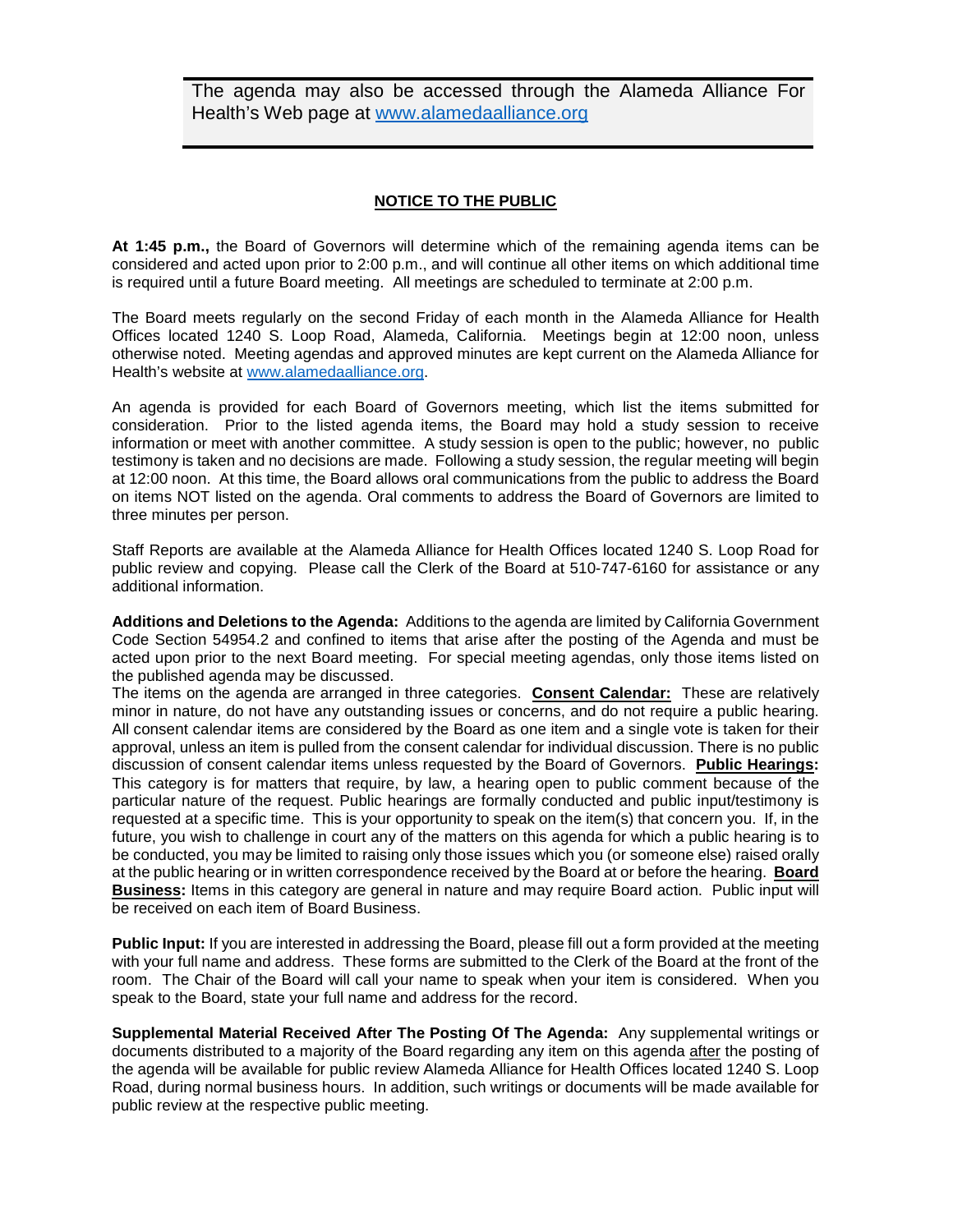The agenda may also be accessed through the Alameda Alliance For Health's Web page at [www.alamedaalliance.org](http://www.alamedaalliance.org)

## NOTICE TO THE PUBLIC

**At 1:45 p.m.,** the Board of Governors will determine which of the remaining agenda items can be considered and acted upon prior to 2:00 p.m., and will continue all other items on which additional time is required until a future Board meeting. All meetings are scheduled to terminate at 2:00 p.m.

The Board meets regularly on the second Friday of each month in the Alameda Alliance for Health Offices located 1240 S. Loop Road, Alameda, California. Meetings begin at 12:00 noon, unless otherwise noted. Meeting agendas and approved minutes are kept current on the Alameda Alliance for Health's website at [www.alamedaalliance.org](http://www.alamedaalliance.org).

An agenda is provided for each Board of Governors meeting, which list the items submitted for consideration. Prior to the listed agenda items, the Board may hold a study session to receive information or meet with another committee. A study session is open to the public; however, no public testimony is taken and no decisions are made. Following a study session, the regular meeting will begin at 12:00 noon. At this time, the Board allows oral communications from the public to address the Board on items NOT listed on the agenda. Oral comments to address the Board of Governors are limited to three minutes per person.

Staff Reports are available at the Alameda Alliance for Health Offices located 1240 S. Loop Road for public review and copying. Please call the Clerk of the Board at 510-747-6160 for assistance or any additional information.

**Additions and Deletions to the Agenda:** Additions to the agenda are limited by California Government Code Section 54954.2 and confined to items that arise after the posting of the Agenda and must be acted upon prior to the next Board meeting. For special meeting agendas, only those items listed on the published agenda may be discussed.
The items on the agenda are arranged in three categories. **Consent Calendar:** These are relatively minor in nature, do not have any outstanding issues or concerns, and do not require a public hearing. All consent calendar items are considered by the Board as one item and a single vote is taken for their approval, unless an item is pulled from the consent calendar for individual discussion. There is no public discussion of consent calendar items unless requested by the Board of Governors. **Public Hearings:** This category is for matters that require, by law, a hearing open to public comment because of the particular nature of the request. Public hearings are formally conducted and public input/testimony is requested at a specific time. This is your opportunity to speak on the item(s) that concern you. If, in the future, you wish to challenge in court any of the matters on this agenda for which a public hearing is to be conducted, you may be limited to raising only those issues which you (or someone else) raised orally at the public hearing or in written correspondence received by the Board at or before the hearing. **Board Business:** Items in this category are general in nature and may require Board action. Public input will be received on each item of Board Business.

**Public Input:** If you are interested in addressing the Board, please fill out a form provided at the meeting with your full name and address. These forms are submitted to the Clerk of the Board at the front of the room. The Chair of the Board will call your name to speak when your item is considered. When you speak to the Board, state your full name and address for the record.

**Supplemental Material Received After The Posting Of The Agenda:** Any supplemental writings or documents distributed to a majority of the Board regarding any item on this agenda after the posting of the agenda will be available for public review Alameda Alliance for Health Offices located 1240 S. Loop Road, during normal business hours. In addition, such writings or documents will be made available for public review at the respective public meeting.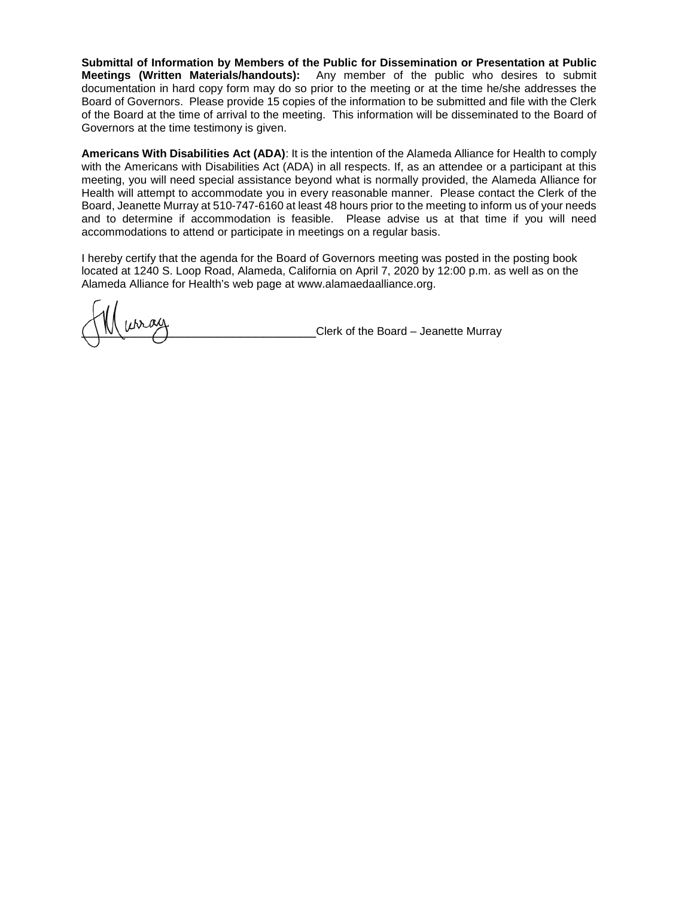**Submittal of Information by Members of the Public for Dissemination or Presentation at Public Meetings (Written Materials/handouts):** Any member of the public who desires to submit documentation in hard copy form may do so prior to the meeting or at the time he/she addresses the Board of Governors. Please provide 15 copies of the information to be submitted and file with the Clerk of the Board at the time of arrival to the meeting. This information will be disseminated to the Board of Governors at the time testimony is given.

**Americans With Disabilities Act (ADA)**: It is the intention of the Alameda Alliance for Health to comply with the Americans with Disabilities Act (ADA) in all respects. If, as an attendee or a participant at this meeting, you will need special assistance beyond what is normally provided, the Alameda Alliance for Health will attempt to accommodate you in every reasonable manner. Please contact the Clerk of the Board, Jeanette Murray at 510-747-6160 at least 48 hours prior to the meeting to inform us of your needs and to determine if accommodation is feasible. Please advise us at that time if you will need accommodations to attend or participate in meetings on a regular basis.

I hereby certify that the agenda for the Board of Governors meeting was posted in the posting book located at 1240 S. Loop Road, Alameda, California on April 7, 2020 by 12:00 p.m. as well as on the Alameda Alliance for Health's web page at www.alamaedaalliance.org.

JMurray ____________________ Clerk of the Board – Jeanette Murray